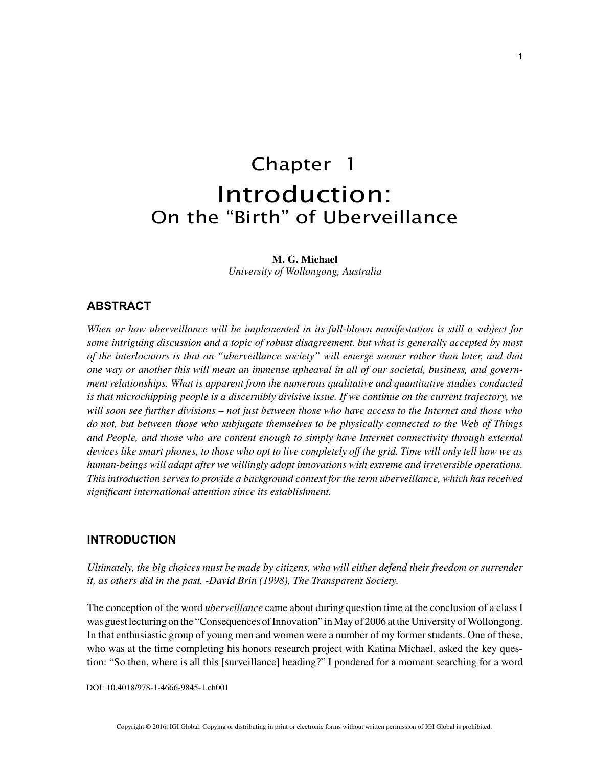# Chapter 1
# Introduction:
## On the "Birth" of Uberveillance

**M. G. Michael**
*University of Wollongong, Australia*

## ABSTRACT

*When or how uberveillance will be implemented in its full-blown manifestation is still a subject for some intriguing discussion and a topic of robust disagreement, but what is generally accepted by most of the interlocutors is that an "uberveillance society" will emerge sooner rather than later, and that one way or another this will mean an immense upheaval in all of our societal, business, and government relationships. What is apparent from the numerous qualitative and quantitative studies conducted is that microchipping people is a discernibly divisive issue. If we continue on the current trajectory, we will soon see further divisions – not just between those who have access to the Internet and those who do not, but between those who subjugate themselves to be physically connected to the Web of Things and People, and those who are content enough to simply have Internet connectivity through external devices like smart phones, to those who opt to live completely off the grid. Time will only tell how we as human-beings will adapt after we willingly adopt innovations with extreme and irreversible operations. This introduction serves to provide a background context for the term uberveillance, which has received significant international attention since its establishment.*

## INTRODUCTION

*Ultimately, the big choices must be made by citizens, who will either defend their freedom or surrender it, as others did in the past. -David Brin (1998), The Transparent Society.*

The conception of the word *uberveillance* came about during question time at the conclusion of a class I was guest lecturing on the "Consequences of Innovation" in May of 2006 at the University of Wollongong. In that enthusiastic group of young men and women were a number of my former students. One of these, who was at the time completing his honors research project with Katina Michael, asked the key question: "So then, where is all this [surveillance] heading?" I pondered for a moment searching for a word

DOI: 10.4018/978-1-4666-9845-1.ch001

Copyright © 2016, IGI Global. Copying or distributing in print or electronic forms without written permission of IGI Global is prohibited.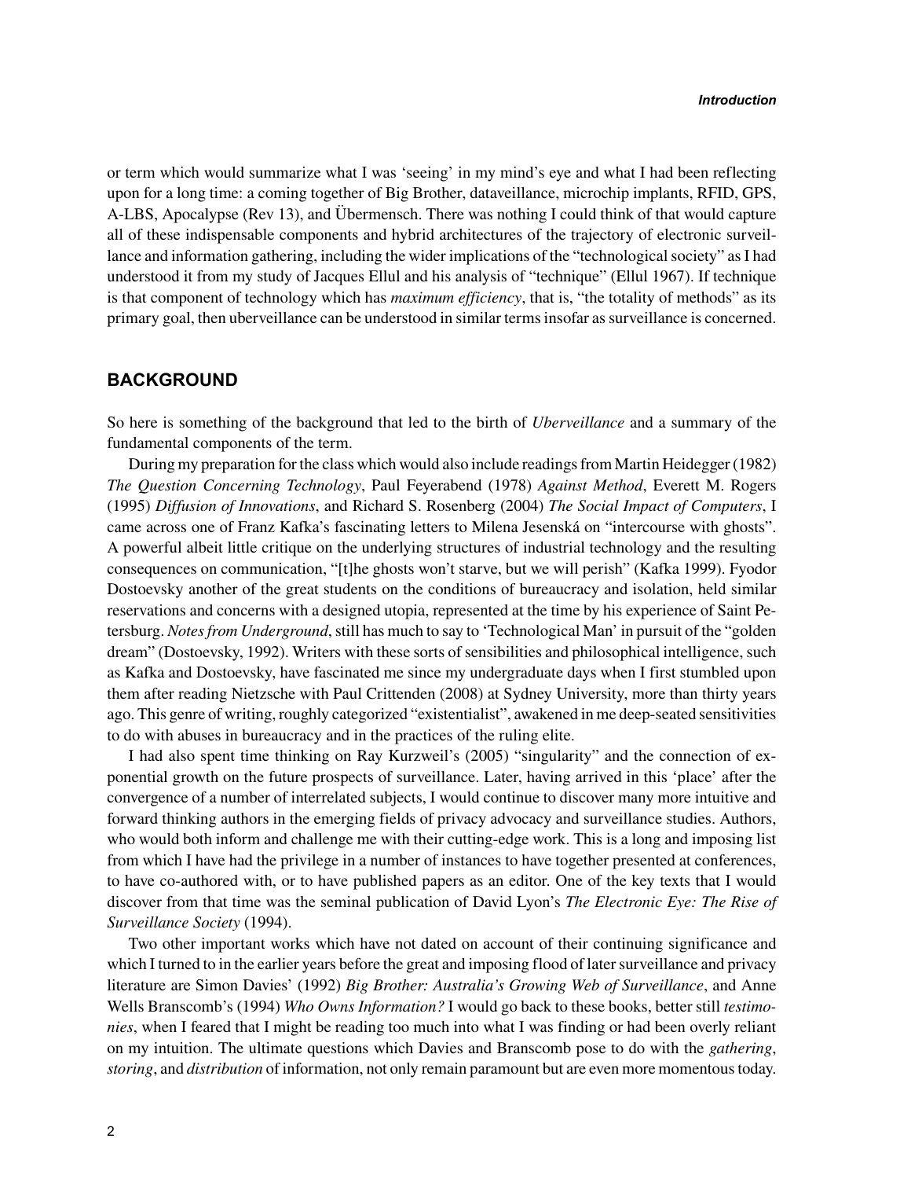or term which would summarize what I was 'seeing' in my mind's eye and what I had been reflecting upon for a long time: a coming together of Big Brother, dataveillance, microchip implants, RFID, GPS, A-LBS, Apocalypse (Rev 13), and Übermensch. There was nothing I could think of that would capture all of these indispensable components and hybrid architectures of the trajectory of electronic surveillance and information gathering, including the wider implications of the "technological society" as I had understood it from my study of Jacques Ellul and his analysis of "technique" (Ellul 1967). If technique is that component of technology which has *maximum efficiency*, that is, "the totality of methods" as its primary goal, then uberveillance can be understood in similar terms insofar as surveillance is concerned.

## BACKGROUND

So here is something of the background that led to the birth of *Uberveillance* and a summary of the fundamental components of the term.

During my preparation for the class which would also include readings from Martin Heidegger (1982) *The Question Concerning Technology*, Paul Feyerabend (1978) *Against Method*, Everett M. Rogers (1995) *Diffusion of Innovations*, and Richard S. Rosenberg (2004) *The Social Impact of Computers*, I came across one of Franz Kafka's fascinating letters to Milena Jesenská on "intercourse with ghosts". A powerful albeit little critique on the underlying structures of industrial technology and the resulting consequences on communication, "[t]he ghosts won't starve, but we will perish" (Kafka 1999). Fyodor Dostoevsky another of the great students on the conditions of bureaucracy and isolation, held similar reservations and concerns with a designed utopia, represented at the time by his experience of Saint Petersburg. *Notes from Underground*, still has much to say to 'Technological Man' in pursuit of the "golden dream" (Dostoevsky, 1992). Writers with these sorts of sensibilities and philosophical intelligence, such as Kafka and Dostoevsky, have fascinated me since my undergraduate days when I first stumbled upon them after reading Nietzsche with Paul Crittenden (2008) at Sydney University, more than thirty years ago. This genre of writing, roughly categorized "existentialist", awakened in me deep-seated sensitivities to do with abuses in bureaucracy and in the practices of the ruling elite.

I had also spent time thinking on Ray Kurzweil's (2005) "singularity" and the connection of exponential growth on the future prospects of surveillance. Later, having arrived in this 'place' after the convergence of a number of interrelated subjects, I would continue to discover many more intuitive and forward thinking authors in the emerging fields of privacy advocacy and surveillance studies. Authors, who would both inform and challenge me with their cutting-edge work. This is a long and imposing list from which I have had the privilege in a number of instances to have together presented at conferences, to have co-authored with, or to have published papers as an editor. One of the key texts that I would discover from that time was the seminal publication of David Lyon's *The Electronic Eye: The Rise of Surveillance Society* (1994).

Two other important works which have not dated on account of their continuing significance and which I turned to in the earlier years before the great and imposing flood of later surveillance and privacy literature are Simon Davies' (1992) *Big Brother: Australia's Growing Web of Surveillance*, and Anne Wells Branscomb's (1994) *Who Owns Information?* I would go back to these books, better still *testimonies*, when I feared that I might be reading too much into what I was finding or had been overly reliant on my intuition. The ultimate questions which Davies and Branscomb pose to do with the *gathering*, *storing*, and *distribution* of information, not only remain paramount but are even more momentous today.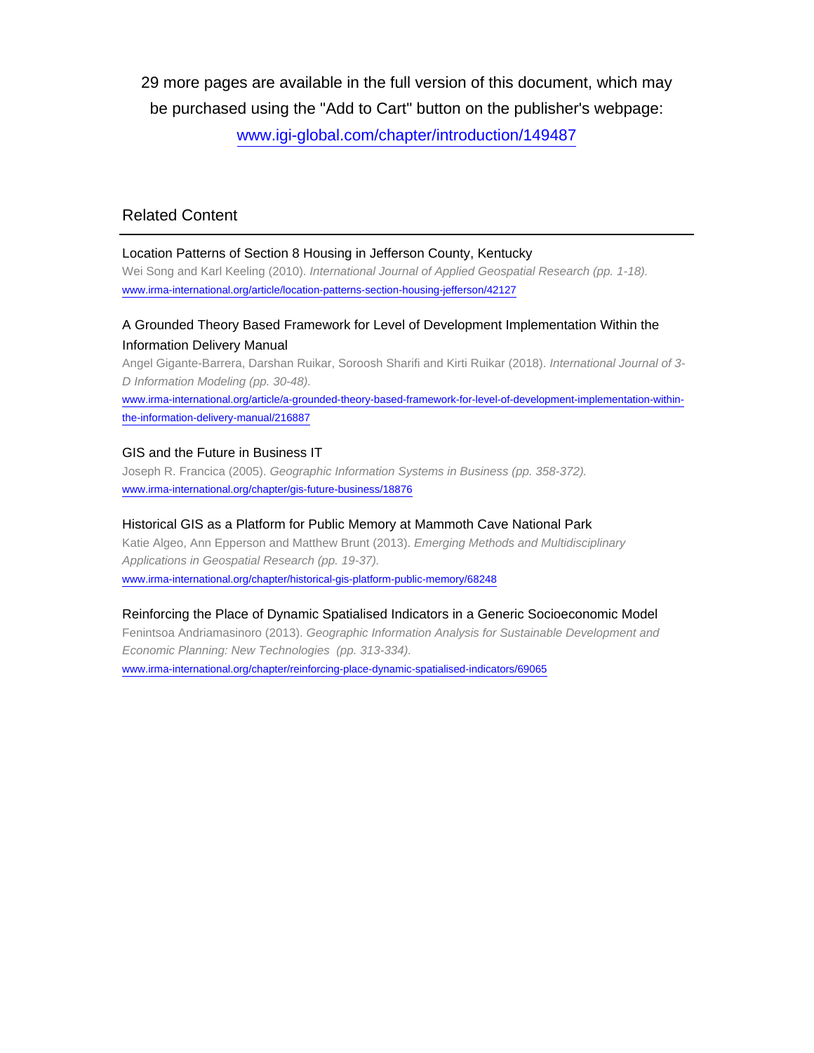29 more pages are available in the full version of this document, which may be purchased using the "Add to Cart" button on the publisher's webpage: [www.igi-global.com/chapter/introduction/149487](www.igi-global.com/chapter/introduction/149487)

## Related Content

**Location Patterns of Section 8 Housing in Jefferson County, Kentucky**
Wei Song and Karl Keeling (2010). *International Journal of Applied Geospatial Research (pp. 1-18).*
[www.irma-international.org/article/location-patterns-section-housing-jefferson/42127](www.irma-international.org/article/location-patterns-section-housing-jefferson/42127)

**A Grounded Theory Based Framework for Level of Development Implementation Within the Information Delivery Manual**
Angel Gigante-Barrera, Darshan Ruikar, Soroosh Sharifi and Kirti Ruikar (2018). *International Journal of 3-D Information Modeling (pp. 30-48).*
[www.irma-international.org/article/a-grounded-theory-based-framework-for-level-of-development-implementation-within-the-information-delivery-manual/216887](www.irma-international.org/article/a-grounded-theory-based-framework-for-level-of-development-implementation-within-the-information-delivery-manual/216887)

**GIS and the Future in Business IT**
Joseph R. Francica (2005). *Geographic Information Systems in Business (pp. 358-372).*
[www.irma-international.org/chapter/gis-future-business/18876](www.irma-international.org/chapter/gis-future-business/18876)

**Historical GIS as a Platform for Public Memory at Mammoth Cave National Park**
Katie Algeo, Ann Epperson and Matthew Brunt (2013). *Emerging Methods and Multidisciplinary Applications in Geospatial Research (pp. 19-37).*
[www.irma-international.org/chapter/historical-gis-platform-public-memory/68248](www.irma-international.org/chapter/historical-gis-platform-public-memory/68248)

**Reinforcing the Place of Dynamic Spatialised Indicators in a Generic Socioeconomic Model**
Fenintsoa Andriamasinoro (2013). *Geographic Information Analysis for Sustainable Development and Economic Planning: New Technologies (pp. 313-334).*
[www.irma-international.org/chapter/reinforcing-place-dynamic-spatialised-indicators/69065](www.irma-international.org/chapter/reinforcing-place-dynamic-spatialised-indicators/69065)